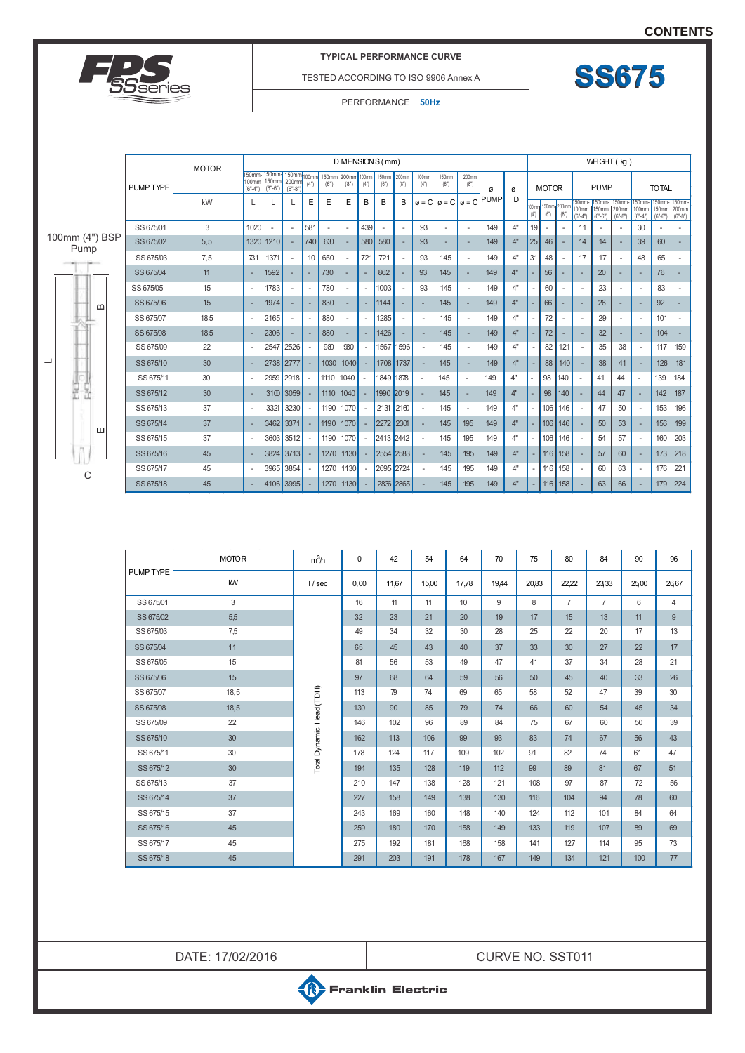# FPS SS series

**TYPICAL PERFORMANCE CURVE**

TESTED ACCORDING TO ISO 9906 Annex A

PERFORMANCE **50Hz**

## SS675

100mm (4") BSP Pump

| PUMP TYPE | MOTOR | DIMENSIONS (mm) | | | | | | | | | | | | | | WEIGHT (kg) | | | | | | | | |
|---|---|---|---|---|---|---|---|---|---|---|---|---|---|---|---|---|---|---|---|---|---|---|---|---|
| | | 150mm-100mm (6"-4") | 150mm-150mm (6"-6") | 150mm-200mm (6"-8") | 100mm (4") | 150mm (6") | 200mm (8") | 100mm (4") | 150mm (6") | 200mm (8") | 100mm (4") | 150mm (6") | 200mm (8") | ø | ø | MOTOR | | | PUMP | | | TOTAL | | |
| | kW | L | L | L | E | E | E | B | B | B | ø = C | ø = C | ø = C | PUMP | D | 100mm (4") | 150mm (6") | 200mm (8") | 150mm-100mm (6"-4") | 150mm-150mm (6"-6") | 150mm-200mm (6"-8") | 150mm-100mm (6"-4") | 150mm-150mm (6"-6") | 150mm-200mm (6"-8") |
| SS 675/01 | 3 | 1020 | - | - | 581 | - | - | 439 | - | - | 93 | - | - | 149 | 4" | 19 | - | - | 11 | - | - | 30 | - | - |
| SS 675/02 | 5,5 | 1320 | 1210 | - | 740 | 630 | - | 580 | 580 | - | 93 | - | - | 149 | 4" | 25 | 46 | - | 14 | 14 | - | 39 | 60 | - |
| SS 675/03 | 7,5 | 731 | 1371 | - | 10 | 650 | - | 721 | 721 | - | 93 | 145 | - | 149 | 4" | 31 | 48 | - | 17 | 17 | - | 48 | 65 | - |
| SS 675/04 | 11 | - | 1592 | - | - | 730 | - | - | 862 | - | 93 | 145 | - | 149 | 4" | - | 56 | - | - | 20 | - | - | 76 | - |
| SS 675/05 | 15 | - | 1783 | - | - | 780 | - | - | 1003 | - | 93 | 145 | - | 149 | 4" | - | 60 | - | - | 23 | - | - | 83 | - |
| SS 675/06 | 15 | - | 1974 | - | - | 830 | - | - | 1144 | - | - | 145 | - | 149 | 4" | - | 66 | - | - | 26 | - | - | 92 | - |
| SS 675/07 | 18,5 | - | 2165 | - | - | 880 | - | - | 1285 | - | - | 145 | - | 149 | 4" | - | 72 | - | - | 29 | - | - | 101 | - |
| SS 675/08 | 18,5 | - | 2306 | - | - | 880 | - | - | 1426 | - | - | 145 | - | 149 | 4" | - | 72 | - | - | 32 | - | - | 104 | - |
| SS 675/09 | 22 | - | 2547 | 2526 | - | 980 | 930 | - | 1567 | 1596 | - | 145 | - | 149 | 4" | - | 82 | 121 | - | 35 | 38 | - | 117 | 159 |
| SS 675/10 | 30 | - | 2738 | 2777 | - | 1030 | 1040 | - | 1708 | 1737 | - | 145 | - | 149 | 4" | - | 88 | 140 | - | 38 | 41 | - | 126 | 181 |
| SS 675/11 | 30 | - | 2959 | 2918 | - | 1110 | 1040 | - | 1849 | 1878 | - | 145 | - | 149 | 4" | - | 98 | 140 | - | 41 | 44 | - | 139 | 184 |
| SS 675/12 | 30 | - | 3100 | 3059 | - | 1110 | 1040 | - | 1990 | 2019 | - | 145 | - | 149 | 4" | - | 98 | 140 | - | 44 | 47 | - | 142 | 187 |
| SS 675/13 | 37 | - | 3321 | 3230 | - | 1190 | 1070 | - | 2131 | 2160 | - | 145 | - | 149 | 4" | - | 106 | 146 | - | 47 | 50 | - | 153 | 196 |
| SS 675/14 | 37 | - | 3462 | 3371 | - | 1190 | 1070 | - | 2272 | 2301 | - | 145 | 195 | 149 | 4" | - | 106 | 146 | - | 50 | 53 | - | 156 | 199 |
| SS 675/15 | 37 | - | 3603 | 3512 | - | 1190 | 1070 | - | 2413 | 2442 | - | 145 | 195 | 149 | 4" | - | 106 | 146 | - | 54 | 57 | - | 160 | 203 |
| SS 675/16 | 45 | - | 3824 | 3713 | - | 1270 | 1130 | - | 2554 | 2583 | - | 145 | 195 | 149 | 4" | - | 116 | 158 | - | 57 | 60 | - | 173 | 218 |
| SS 675/17 | 45 | - | 3965 | 3854 | - | 1270 | 1130 | - | 2695 | 2724 | - | 145 | 195 | 149 | 4" | - | 116 | 158 | - | 60 | 63 | - | 176 | 221 |
| SS 675/18 | 45 | - | 4106 | 3995 | - | 1270 | 1130 | - | 2836 | 2865 | - | 145 | 195 | 149 | 4" | - | 116 | 158 | - | 63 | 66 | - | 179 | 224 |

| PUMP TYPE | MOTOR | $m^3/h$ | 0 | 42 | 54 | 64 | 70 | 75 | 80 | 84 | 90 | 96 |
|---|---|---|---|---|---|---|---|---|---|---|---|---|
| | kW | l / sec | 0,00 | 11,67 | 15,00 | 17,78 | 19,44 | 20,83 | 22,22 | 23,33 | 25,00 | 26,67 |
| SS 675/01 | 3 | Total Dynamic Head (TDH) | 16 | 11 | 11 | 10 | 9 | 8 | 7 | 7 | 6 | 4 |
| SS 675/02 | 5,5 | | 32 | 23 | 21 | 20 | 19 | 17 | 15 | 13 | 11 | 9 |
| SS 675/03 | 7,5 | | 49 | 34 | 32 | 30 | 28 | 25 | 22 | 20 | 17 | 13 |
| SS 675/04 | 11 | | 65 | 45 | 43 | 40 | 37 | 33 | 30 | 27 | 22 | 17 |
| SS 675/05 | 15 | | 81 | 56 | 53 | 49 | 47 | 41 | 37 | 34 | 28 | 21 |
| SS 675/06 | 15 | | 97 | 68 | 64 | 59 | 56 | 50 | 45 | 40 | 33 | 26 |
| SS 675/07 | 18,5 | | 113 | 79 | 74 | 69 | 65 | 58 | 52 | 47 | 39 | 30 |
| SS 675/08 | 18,5 | | 130 | 90 | 85 | 79 | 74 | 66 | 60 | 54 | 45 | 34 |
| SS 675/09 | 22 | | 146 | 102 | 96 | 89 | 84 | 75 | 67 | 60 | 50 | 39 |
| SS 675/10 | 30 | | 162 | 113 | 106 | 99 | 93 | 83 | 74 | 67 | 56 | 43 |
| SS 675/11 | 30 | | 178 | 124 | 117 | 109 | 102 | 91 | 82 | 74 | 61 | 47 |
| SS 675/12 | 30 | | 194 | 135 | 128 | 119 | 112 | 99 | 89 | 81 | 67 | 51 |
| SS 675/13 | 37 | | 210 | 147 | 138 | 128 | 121 | 108 | 97 | 87 | 72 | 56 |
| SS 675/14 | 37 | | 227 | 158 | 149 | 138 | 130 | 116 | 104 | 94 | 78 | 60 |
| SS 675/15 | 37 | | 243 | 169 | 160 | 148 | 140 | 124 | 112 | 101 | 84 | 64 |
| SS 675/16 | 45 | | 259 | 180 | 170 | 158 | 149 | 133 | 119 | 107 | 89 | 69 |
| SS 675/17 | 45 | | 275 | 192 | 181 | 168 | 158 | 141 | 127 | 114 | 95 | 73 |
| SS 675/18 | 45 | | 291 | 203 | 191 | 178 | 167 | 149 | 134 | 121 | 100 | 77 |

DATE: 17/02/2016

CURVE NO. SST011

Franklin Electric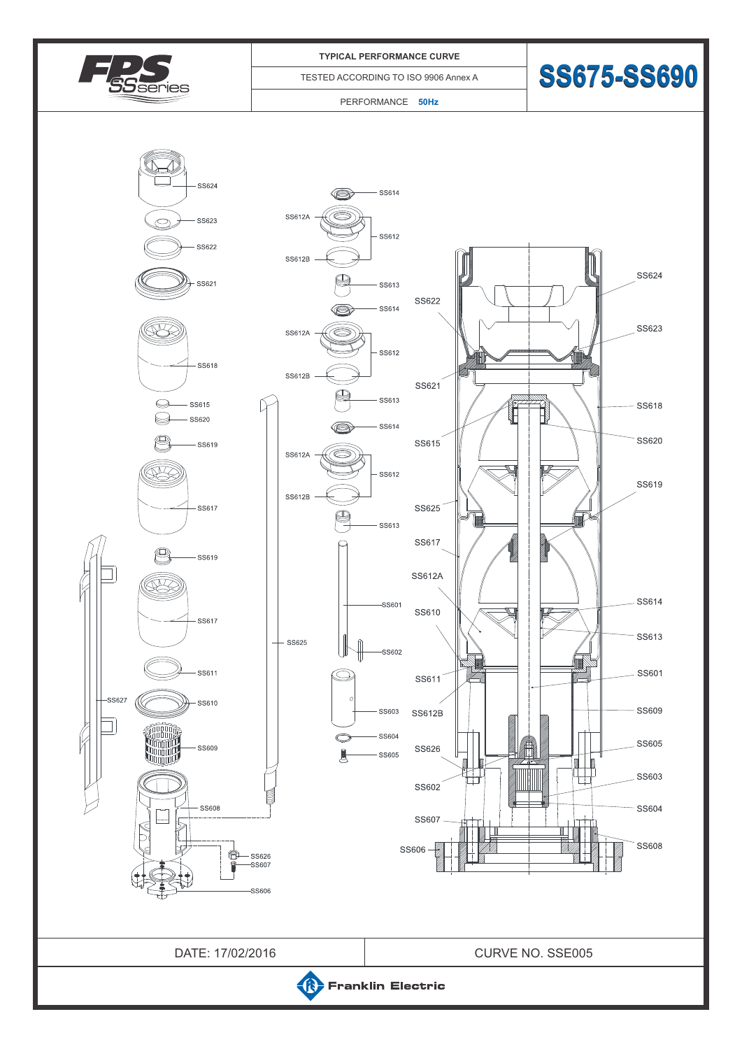# SS675-SS690

TYPICAL PERFORMANCE CURVE

TESTED ACCORDING TO ISO 9906 Annex A

PERFORMANCE **50Hz**

SS624
SS623
SS622
SS621
SS618
SS615
SS620
SS619
SS617
SS619
SS617
SS611
SS627
SS610
SS609
SS608
SS626
SS607
SS606
SS614
SS612A
SS612
SS612B
SS613
SS614
SS612A
SS612
SS612B
SS613
SS614
SS612A
SS612
SS612B
SS613
SS601
SS625
SS602
SS603
SS604
SS605

SS622
SS621
SS615
SS625
SS617
SS612A
SS610
SS611
SS612B
SS626
SS602
SS607
SS606
SS624
SS623
SS618
SS620
SS619
SS614
SS613
SS601
SS609
SS605
SS603
SS604
SS608

DATE: 17/02/2016

CURVE NO. SSE005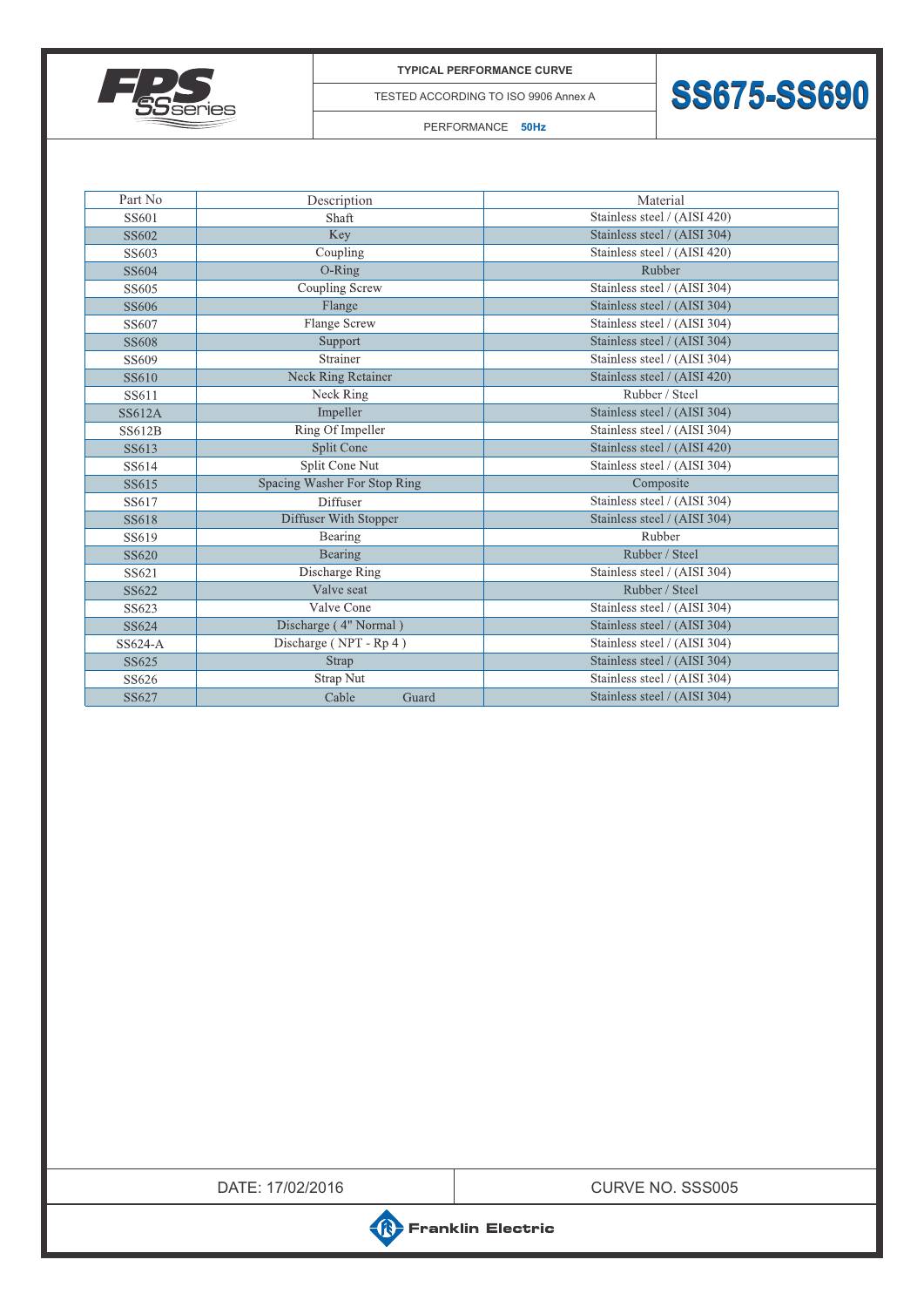TYPICAL PERFORMANCE CURVE

TESTED ACCORDING TO ISO 9906 Annex A

PERFORMANCE **50Hz**

# SS675-SS690

| Part No | Description | Material |
|---|---|---|
| SS601 | Shaft | Stainless steel / (AISI 420) |
| SS602 | Key | Stainless steel / (AISI 304) |
| SS603 | Coupling | Stainless steel / (AISI 420) |
| SS604 | O-Ring | Rubber |
| SS605 | Coupling Screw | Stainless steel / (AISI 304) |
| SS606 | Flange | Stainless steel / (AISI 304) |
| SS607 | Flange Screw | Stainless steel / (AISI 304) |
| SS608 | Support | Stainless steel / (AISI 304) |
| SS609 | Strainer | Stainless steel / (AISI 304) |
| SS610 | Neck Ring Retainer | Stainless steel / (AISI 420) |
| SS611 | Neck Ring | Rubber / Steel |
| SS612A | Impeller | Stainless steel / (AISI 304) |
| SS612B | Ring Of Impeller | Stainless steel / (AISI 304) |
| SS613 | Split Cone | Stainless steel / (AISI 420) |
| SS614 | Split Cone Nut | Stainless steel / (AISI 304) |
| SS615 | Spacing Washer For Stop Ring | Composite |
| SS617 | Diffuser | Stainless steel / (AISI 304) |
| SS618 | Diffuser With Stopper | Stainless steel / (AISI 304) |
| SS619 | Bearing | Rubber |
| SS620 | Bearing | Rubber / Steel |
| SS621 | Discharge Ring | Stainless steel / (AISI 304) |
| SS622 | Valve seat | Rubber / Steel |
| SS623 | Valve Cone | Stainless steel / (AISI 304) |
| SS624 | Discharge ( 4" Normal ) | Stainless steel / (AISI 304) |
| SS624-A | Discharge ( NPT - Rp 4 ) | Stainless steel / (AISI 304) |
| SS625 | Strap | Stainless steel / (AISI 304) |
| SS626 | Strap Nut | Stainless steel / (AISI 304) |
| SS627 | Cable Guard | Stainless steel / (AISI 304) |

DATE: 17/02/2016

CURVE NO. SSS005

Franklin Electric